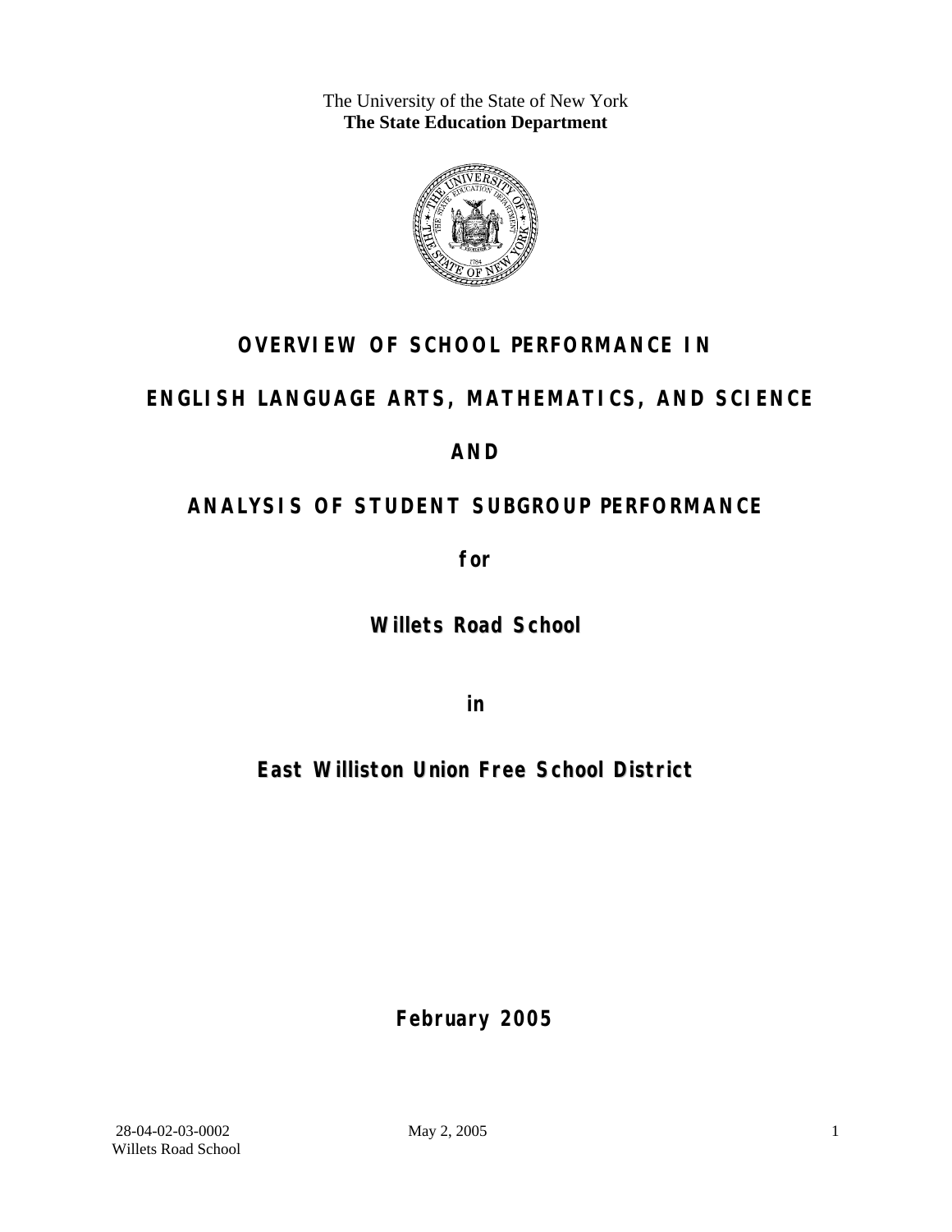The University of the State of New York
**The State Education Department**

# OVERVIEW OF SCHOOL PERFORMANCE IN

# ENGLISH LANGUAGE ARTS, MATHEMATICS, AND SCIENCE

# AND

# ANALYSIS OF STUDENT SUBGROUP PERFORMANCE

**for**

## Willets Road School

**in**

## East Williston Union Free School District

**February 2005**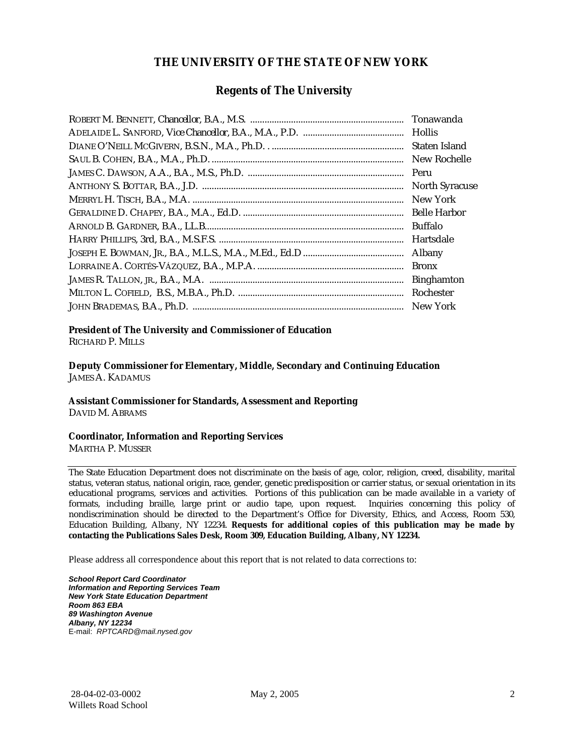# THE UNIVERSITY OF THE STATE OF NEW YORK

## Regents of The University

| | |
|---|---|
| ROBERT M. BENNETT, Chancellor, B.A., M.S. | Tonawanda |
| ADELAIDE L. SANFORD, Vice Chancellor, B.A., M.A., P.D. | Hollis |
| DIANE O'NEILL MCGIVERN, B.S.N., M.A., Ph.D. | Staten Island |
| SAUL B. COHEN, B.A., M.A., Ph.D. | New Rochelle |
| JAMES C. DAWSON, A.A., B.A., M.S., Ph.D. | Peru |
| ANTHONY S. BOTTAR, B.A., J.D. | North Syracuse |
| MERRYL H. TISCH, B.A., M.A. | New York |
| GERALDINE D. CHAPEY, B.A., M.A., Ed.D. | Belle Harbor |
| ARNOLD B. GARDNER, B.A., LL.B. | Buffalo |
| HARRY PHILLIPS, 3rd, B.A., M.S.F.S. | Hartsdale |
| JOSEPH E. BOWMAN, JR., B.A., M.L.S., M.A., M.Ed., Ed.D | Albany |
| LORRAINE A. CORTÉS-VÁZQUEZ, B.A., M.P.A. | Bronx |
| JAMES R. TALLON, JR., B.A., M.A. | Binghamton |
| MILTON L. COFIELD, B.S., M.B.A., Ph.D. | Rochester |
| JOHN BRADEMAS, B.A., Ph.D. | New York |

**President of The University and Commissioner of Education**
RICHARD P. MILLS

**Deputy Commissioner for Elementary, Middle, Secondary and Continuing Education**
JAMES A. KADAMUS

**Assistant Commissioner for Standards, Assessment and Reporting**
DAVID M. ABRAMS

**Coordinator, Information and Reporting Services**
MARTHA P. MUSSER

---

The State Education Department does not discriminate on the basis of age, color, religion, creed, disability, marital status, veteran status, national origin, race, gender, genetic predisposition or carrier status, or sexual orientation in its educational programs, services and activities. Portions of this publication can be made available in a variety of formats, including braille, large print or audio tape, upon request. Inquiries concerning this policy of nondiscrimination should be directed to the Department's Office for Diversity, Ethics, and Access, Room 530, Education Building, Albany, NY 12234. **Requests for additional copies of this publication may be made by contacting the Publications Sales Desk, Room 309, Education Building, Albany, NY 12234.**

Please address all correspondence about this report that is not related to data corrections to:

***School Report Card Coordinator***
***Information and Reporting Services Team***
***New York State Education Department***
***Room 863 EBA***
***89 Washington Avenue***
***Albany, NY 12234***
E-mail: *RPTCARD@mail.nysed.gov*

28-04-02-03-0002 Willets Road School — May 2, 2005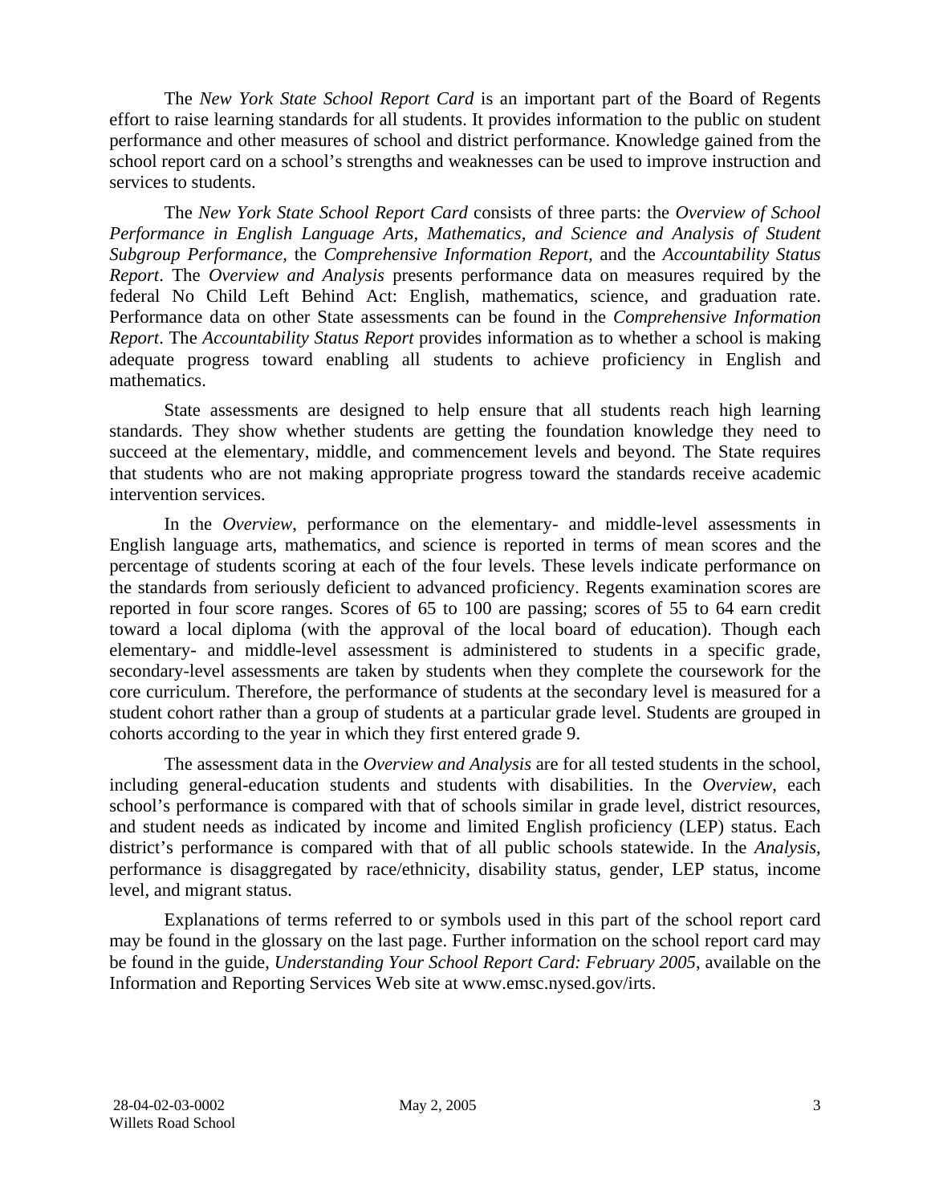The *New York State School Report Card* is an important part of the Board of Regents effort to raise learning standards for all students. It provides information to the public on student performance and other measures of school and district performance. Knowledge gained from the school report card on a school's strengths and weaknesses can be used to improve instruction and services to students.

The *New York State School Report Card* consists of three parts: the *Overview of School Performance in English Language Arts, Mathematics, and Science and Analysis of Student Subgroup Performance,* the *Comprehensive Information Report,* and the *Accountability Status Report*. The *Overview and Analysis* presents performance data on measures required by the federal No Child Left Behind Act: English, mathematics, science, and graduation rate. Performance data on other State assessments can be found in the *Comprehensive Information Report*. The *Accountability Status Report* provides information as to whether a school is making adequate progress toward enabling all students to achieve proficiency in English and mathematics.

State assessments are designed to help ensure that all students reach high learning standards. They show whether students are getting the foundation knowledge they need to succeed at the elementary, middle, and commencement levels and beyond. The State requires that students who are not making appropriate progress toward the standards receive academic intervention services.

In the *Overview*, performance on the elementary- and middle-level assessments in English language arts, mathematics, and science is reported in terms of mean scores and the percentage of students scoring at each of the four levels. These levels indicate performance on the standards from seriously deficient to advanced proficiency. Regents examination scores are reported in four score ranges. Scores of 65 to 100 are passing; scores of 55 to 64 earn credit toward a local diploma (with the approval of the local board of education). Though each elementary- and middle-level assessment is administered to students in a specific grade, secondary-level assessments are taken by students when they complete the coursework for the core curriculum. Therefore, the performance of students at the secondary level is measured for a student cohort rather than a group of students at a particular grade level. Students are grouped in cohorts according to the year in which they first entered grade 9.

The assessment data in the *Overview and Analysis* are for all tested students in the school, including general-education students and students with disabilities. In the *Overview*, each school's performance is compared with that of schools similar in grade level, district resources, and student needs as indicated by income and limited English proficiency (LEP) status. Each district's performance is compared with that of all public schools statewide. In the *Analysis*, performance is disaggregated by race/ethnicity, disability status, gender, LEP status, income level, and migrant status.

Explanations of terms referred to or symbols used in this part of the school report card may be found in the glossary on the last page. Further information on the school report card may be found in the guide, *Understanding Your School Report Card: February 2005*, available on the Information and Reporting Services Web site at www.emsc.nysed.gov/irts.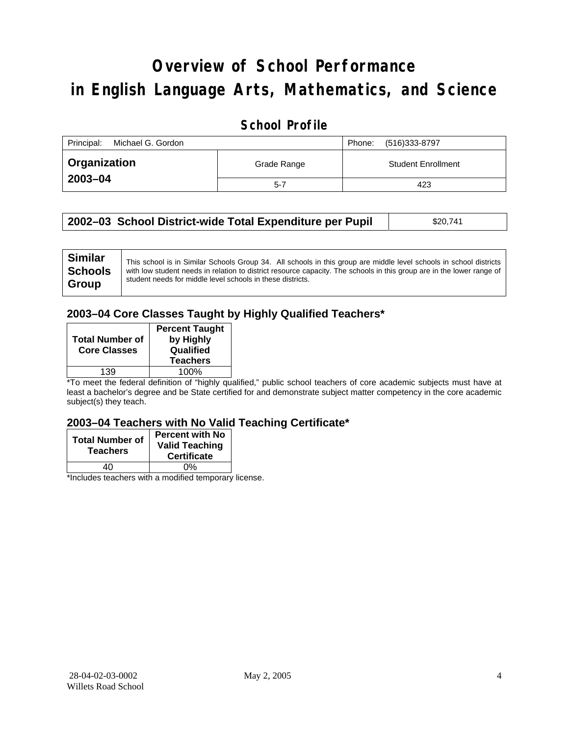# Overview of School Performance in English Language Arts, Mathematics, and Science

## School Profile

| Principal: Michael G. Gordon | | Phone: (516)333-8797 |
|---|---|---|
| **Organization 2003–04** | Grade Range | Student Enrollment |
| | 5-7 | 423 |

| **2002–03 School District-wide Total Expenditure per Pupil** | $20,741 |
|---|---|

| **Similar Schools Group** | This school is in Similar Schools Group 34. All schools in this group are middle level schools in school districts with low student needs in relation to district resource capacity. The schools in this group are in the lower range of student needs for middle level schools in these districts. |
|---|---|

### 2003–04 Core Classes Taught by Highly Qualified Teachers*

| Total Number of Core Classes | Percent Taught by Highly Qualified Teachers |
|---|---|
| 139 | 100% |

*To meet the federal definition of "highly qualified," public school teachers of core academic subjects must have at least a bachelor's degree and be State certified for and demonstrate subject matter competency in the core academic subject(s) they teach.

### 2003–04 Teachers with No Valid Teaching Certificate*

| Total Number of Teachers | Percent with No Valid Teaching Certificate |
|---|---|
| 40 | 0% |

*Includes teachers with a modified temporary license.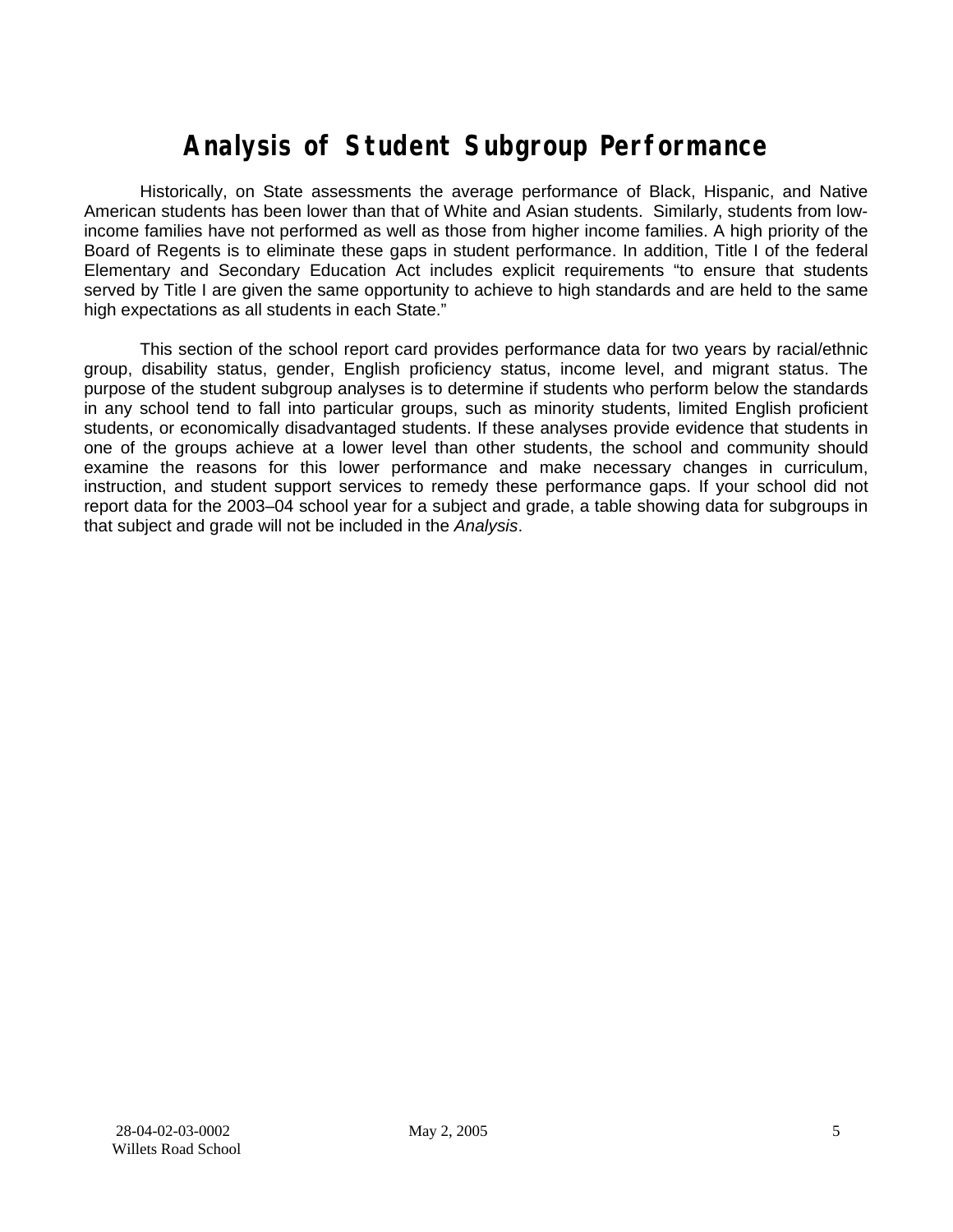# Analysis of Student Subgroup Performance

Historically, on State assessments the average performance of Black, Hispanic, and Native American students has been lower than that of White and Asian students. Similarly, students from low-income families have not performed as well as those from higher income families. A high priority of the Board of Regents is to eliminate these gaps in student performance. In addition, Title I of the federal Elementary and Secondary Education Act includes explicit requirements "to ensure that students served by Title I are given the same opportunity to achieve to high standards and are held to the same high expectations as all students in each State."

This section of the school report card provides performance data for two years by racial/ethnic group, disability status, gender, English proficiency status, income level, and migrant status. The purpose of the student subgroup analyses is to determine if students who perform below the standards in any school tend to fall into particular groups, such as minority students, limited English proficient students, or economically disadvantaged students. If these analyses provide evidence that students in one of the groups achieve at a lower level than other students, the school and community should examine the reasons for this lower performance and make necessary changes in curriculum, instruction, and student support services to remedy these performance gaps. If your school did not report data for the 2003–04 school year for a subject and grade, a table showing data for subgroups in that subject and grade will not be included in the *Analysis*.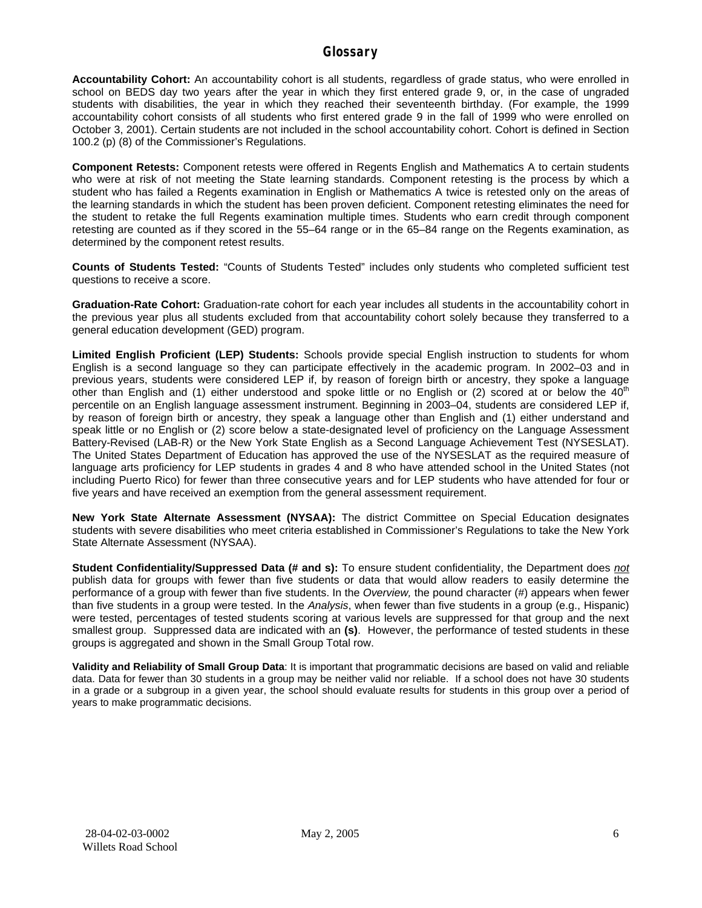# Glossary

**Accountability Cohort:** An accountability cohort is all students, regardless of grade status, who were enrolled in school on BEDS day two years after the year in which they first entered grade 9, or, in the case of ungraded students with disabilities, the year in which they reached their seventeenth birthday. (For example, the 1999 accountability cohort consists of all students who first entered grade 9 in the fall of 1999 who were enrolled on October 3, 2001). Certain students are not included in the school accountability cohort. Cohort is defined in Section 100.2 (p) (8) of the Commissioner's Regulations.

**Component Retests:** Component retests were offered in Regents English and Mathematics A to certain students who were at risk of not meeting the State learning standards. Component retesting is the process by which a student who has failed a Regents examination in English or Mathematics A twice is retested only on the areas of the learning standards in which the student has been proven deficient. Component retesting eliminates the need for the student to retake the full Regents examination multiple times. Students who earn credit through component retesting are counted as if they scored in the 55–64 range or in the 65–84 range on the Regents examination, as determined by the component retest results.

**Counts of Students Tested:** "Counts of Students Tested" includes only students who completed sufficient test questions to receive a score.

**Graduation-Rate Cohort:** Graduation-rate cohort for each year includes all students in the accountability cohort in the previous year plus all students excluded from that accountability cohort solely because they transferred to a general education development (GED) program.

**Limited English Proficient (LEP) Students:** Schools provide special English instruction to students for whom English is a second language so they can participate effectively in the academic program. In 2002–03 and in previous years, students were considered LEP if, by reason of foreign birth or ancestry, they spoke a language other than English and (1) either understood and spoke little or no English or (2) scored at or below the 40th percentile on an English language assessment instrument. Beginning in 2003–04, students are considered LEP if, by reason of foreign birth or ancestry, they speak a language other than English and (1) either understand and speak little or no English or (2) score below a state-designated level of proficiency on the Language Assessment Battery-Revised (LAB-R) or the New York State English as a Second Language Achievement Test (NYSESLAT). The United States Department of Education has approved the use of the NYSESLAT as the required measure of language arts proficiency for LEP students in grades 4 and 8 who have attended school in the United States (not including Puerto Rico) for fewer than three consecutive years and for LEP students who have attended for four or five years and have received an exemption from the general assessment requirement.

**New York State Alternate Assessment (NYSAA):** The district Committee on Special Education designates students with severe disabilities who meet criteria established in Commissioner's Regulations to take the New York State Alternate Assessment (NYSAA).

**Student Confidentiality/Suppressed Data (# and s):** To ensure student confidentiality, the Department does *not* publish data for groups with fewer than five students or data that would allow readers to easily determine the performance of a group with fewer than five students. In the *Overview,* the pound character (#) appears when fewer than five students in a group were tested. In the *Analysis*, when fewer than five students in a group (e.g., Hispanic) were tested, percentages of tested students scoring at various levels are suppressed for that group and the next smallest group. Suppressed data are indicated with an **(s)**. However, the performance of tested students in these groups is aggregated and shown in the Small Group Total row.

**Validity and Reliability of Small Group Data**: It is important that programmatic decisions are based on valid and reliable data. Data for fewer than 30 students in a group may be neither valid nor reliable. If a school does not have 30 students in a grade or a subgroup in a given year, the school should evaluate results for students in this group over a period of years to make programmatic decisions.